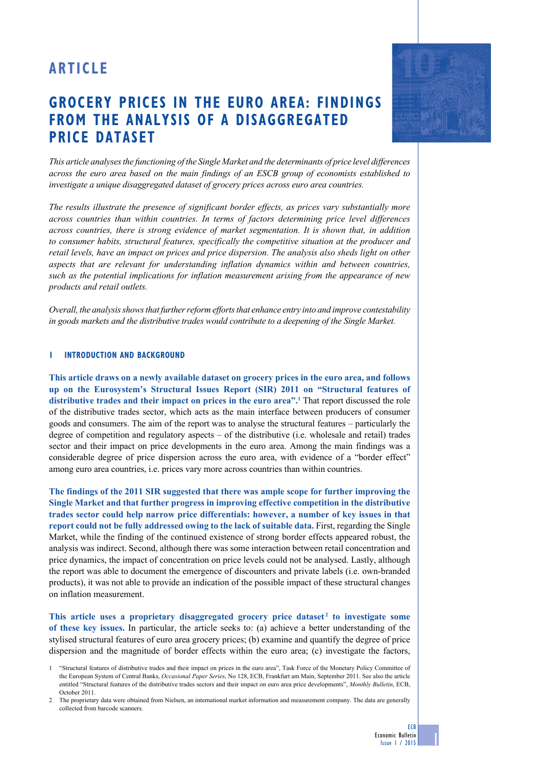# ARTICLE

# GROCERY PRICES IN THE EURO AREA: FINDINGS FROM THE ANALYSIS OF A DISAGGREGATED PRICE DATASET

*This article analyses the functioning of the Single Market and the determinants of price level differences across the euro area based on the main findings of an ESCB group of economists established to investigate a unique disaggregated dataset of grocery prices across euro area countries.*

*The results illustrate the presence of significant border effects, as prices vary substantially more across countries than within countries. In terms of factors determining price level differences across countries, there is strong evidence of market segmentation. It is shown that, in addition to consumer habits, structural features, specifically the competitive situation at the producer and retail levels, have an impact on prices and price dispersion. The analysis also sheds light on other aspects that are relevant for understanding inflation dynamics within and between countries, such as the potential implications for inflation measurement arising from the appearance of new products and retail outlets.*

*Overall, the analysis shows that further reform efforts that enhance entry into and improve contestability in goods markets and the distributive trades would contribute to a deepening of the Single Market.*

## 1 INTRODUCTION AND BACKGROUND

**This article draws on a newly available dataset on grocery prices in the euro area, and follows up on the Eurosystem's Structural Issues Report (SIR) 2011 on "Structural features of distributive trades and their impact on prices in the euro area".**[1] That report discussed the role of the distributive trades sector, which acts as the main interface between producers of consumer goods and consumers. The aim of the report was to analyse the structural features – particularly the degree of competition and regulatory aspects – of the distributive (i.e. wholesale and retail) trades sector and their impact on price developments in the euro area. Among the main findings was a considerable degree of price dispersion across the euro area, with evidence of a "border effect" among euro area countries, i.e. prices vary more across countries than within countries.

**The findings of the 2011 SIR suggested that there was ample scope for further improving the Single Market and that further progress in improving effective competition in the distributive trades sector could help narrow price differentials: however, a number of key issues in that report could not be fully addressed owing to the lack of suitable data.** First, regarding the Single Market, while the finding of the continued existence of strong border effects appeared robust, the analysis was indirect. Second, although there was some interaction between retail concentration and price dynamics, the impact of concentration on price levels could not be analysed. Lastly, although the report was able to document the emergence of discounters and private labels (i.e. own-branded products), it was not able to provide an indication of the possible impact of these structural changes on inflation measurement.

**This article uses a proprietary disaggregated grocery price dataset**[2] **to investigate some of these key issues.** In particular, the article seeks to: (a) achieve a better understanding of the stylised structural features of euro area grocery prices; (b) examine and quantify the degree of price dispersion and the magnitude of border effects within the euro area; (c) investigate the factors,

1 "Structural features of distributive trades and their impact on prices in the euro area", Task Force of the Monetary Policy Committee of the European System of Central Banks, *Occasional Paper Series*, No 128, ECB, Frankfurt am Main, September 2011. See also the article entitled "Structural features of the distributive trades sectors and their impact on euro area price developments", *Monthly Bulletin*, ECB, October 2011.

2 The proprietary data were obtained from Nielsen, an international market information and measurement company. The data are generally collected from barcode scanners.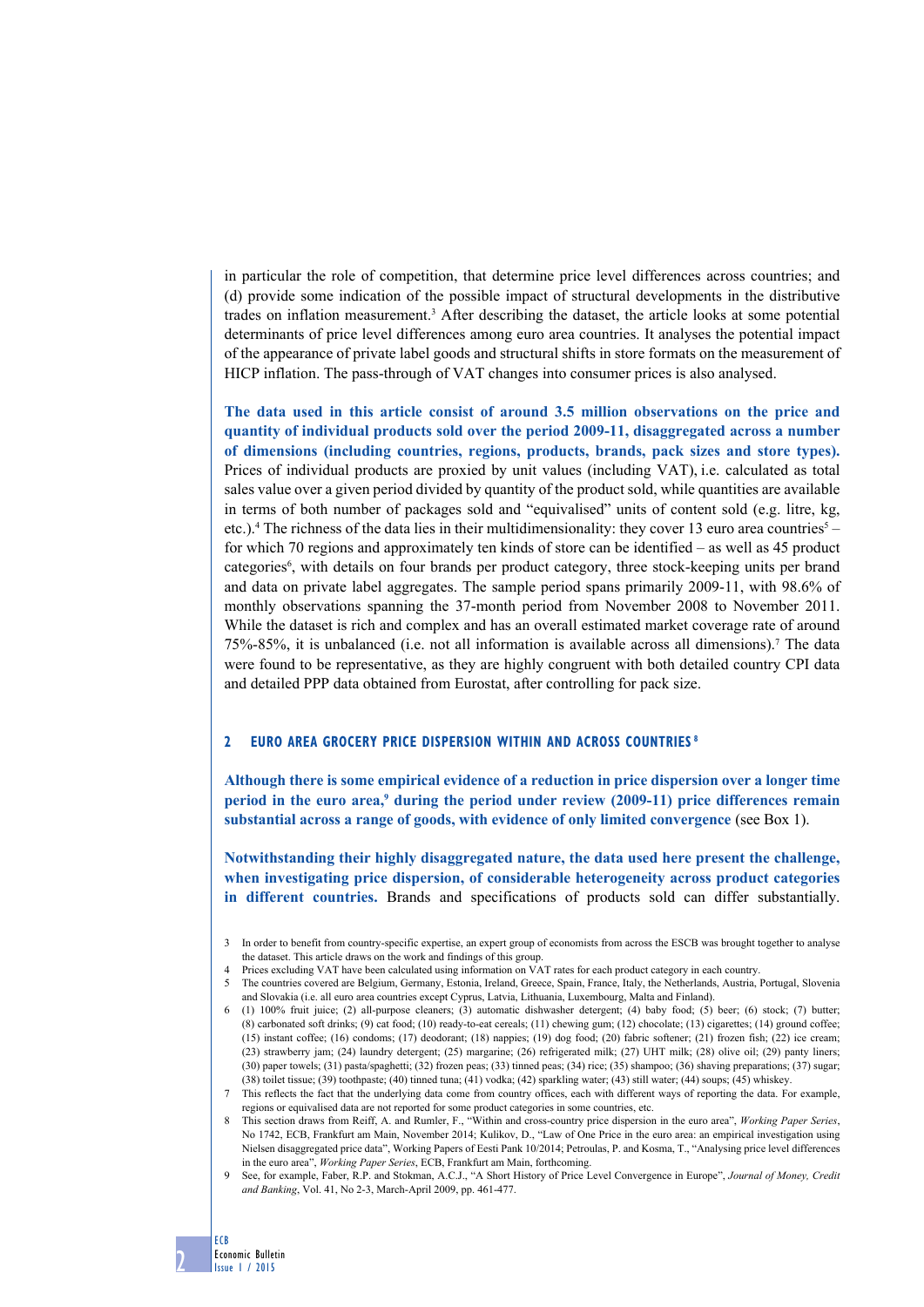in particular the role of competition, that determine price level differences across countries; and (d) provide some indication of the possible impact of structural developments in the distributive trades on inflation measurement.[3] After describing the dataset, the article looks at some potential determinants of price level differences among euro area countries. It analyses the potential impact of the appearance of private label goods and structural shifts in store formats on the measurement of HICP inflation. The pass-through of VAT changes into consumer prices is also analysed.

**The data used in this article consist of around 3.5 million observations on the price and quantity of individual products sold over the period 2009-11, disaggregated across a number of dimensions (including countries, regions, products, brands, pack sizes and store types).** Prices of individual products are proxied by unit values (including VAT), i.e. calculated as total sales value over a given period divided by quantity of the product sold, while quantities are available in terms of both number of packages sold and "equivalised" units of content sold (e.g. litre, kg, etc.).[4] The richness of the data lies in their multidimensionality: they cover 13 euro area countries[5] – for which 70 regions and approximately ten kinds of store can be identified – as well as 45 product categories[6], with details on four brands per product category, three stock-keeping units per brand and data on private label aggregates. The sample period spans primarily 2009-11, with 98.6% of monthly observations spanning the 37-month period from November 2008 to November 2011. While the dataset is rich and complex and has an overall estimated market coverage rate of around 75%-85%, it is unbalanced (i.e. not all information is available across all dimensions).[7] The data were found to be representative, as they are highly congruent with both detailed country CPI data and detailed PPP data obtained from Eurostat, after controlling for pack size.

## 2 EURO AREA GROCERY PRICE DISPERSION WITHIN AND ACROSS COUNTRIES[8]

**Although there is some empirical evidence of a reduction in price dispersion over a longer time period in the euro area,[9] during the period under review (2009-11) price differences remain substantial across a range of goods, with evidence of only limited convergence** (see Box 1).

**Notwithstanding their highly disaggregated nature, the data used here present the challenge, when investigating price dispersion, of considerable heterogeneity across product categories in different countries.** Brands and specifications of products sold can differ substantially.

---

3 In order to benefit from country-specific expertise, an expert group of economists from across the ESCB was brought together to analyse the dataset. This article draws on the work and findings of this group.

4 Prices excluding VAT have been calculated using information on VAT rates for each product category in each country.

5 The countries covered are Belgium, Germany, Estonia, Ireland, Greece, Spain, France, Italy, the Netherlands, Austria, Portugal, Slovenia and Slovakia (i.e. all euro area countries except Cyprus, Latvia, Lithuania, Luxembourg, Malta and Finland).

6 (1) 100% fruit juice; (2) all-purpose cleaners; (3) automatic dishwasher detergent; (4) baby food; (5) beer; (6) stock; (7) butter; (8) carbonated soft drinks; (9) cat food; (10) ready-to-eat cereals; (11) chewing gum; (12) chocolate; (13) cigarettes; (14) ground coffee; (15) instant coffee; (16) condoms; (17) deodorant; (18) nappies; (19) dog food; (20) fabric softener; (21) frozen fish; (22) ice cream; (23) strawberry jam; (24) laundry detergent; (25) margarine; (26) refrigerated milk; (27) UHT milk; (28) olive oil; (29) panty liners; (30) paper towels; (31) pasta/spaghetti; (32) frozen peas; (33) tinned peas; (34) rice; (35) shampoo; (36) shaving preparations; (37) sugar; (38) toilet tissue; (39) toothpaste; (40) tinned tuna; (41) vodka; (42) sparkling water; (43) still water; (44) soups; (45) whiskey.

7 This reflects the fact that the underlying data come from country offices, each with different ways of reporting the data. For example, regions or equivalised data are not reported for some product categories in some countries, etc.

8 This section draws from Reiff, A. and Rumler, F., "Within and cross-country price dispersion in the euro area", *Working Paper Series*, No 1742, ECB, Frankfurt am Main, November 2014; Kulikov, D., "Law of One Price in the euro area: an empirical investigation using Nielsen disaggregated price data", Working Papers of Eesti Pank 10/2014; Petroulas, P. and Kosma, T., "Analysing price level differences in the euro area", *Working Paper Series*, ECB, Frankfurt am Main, forthcoming.

9 See, for example, Faber, R.P. and Stokman, A.C.J., "A Short History of Price Level Convergence in Europe", *Journal of Money, Credit and Banking*, Vol. 41, No 2-3, March-April 2009, pp. 461-477.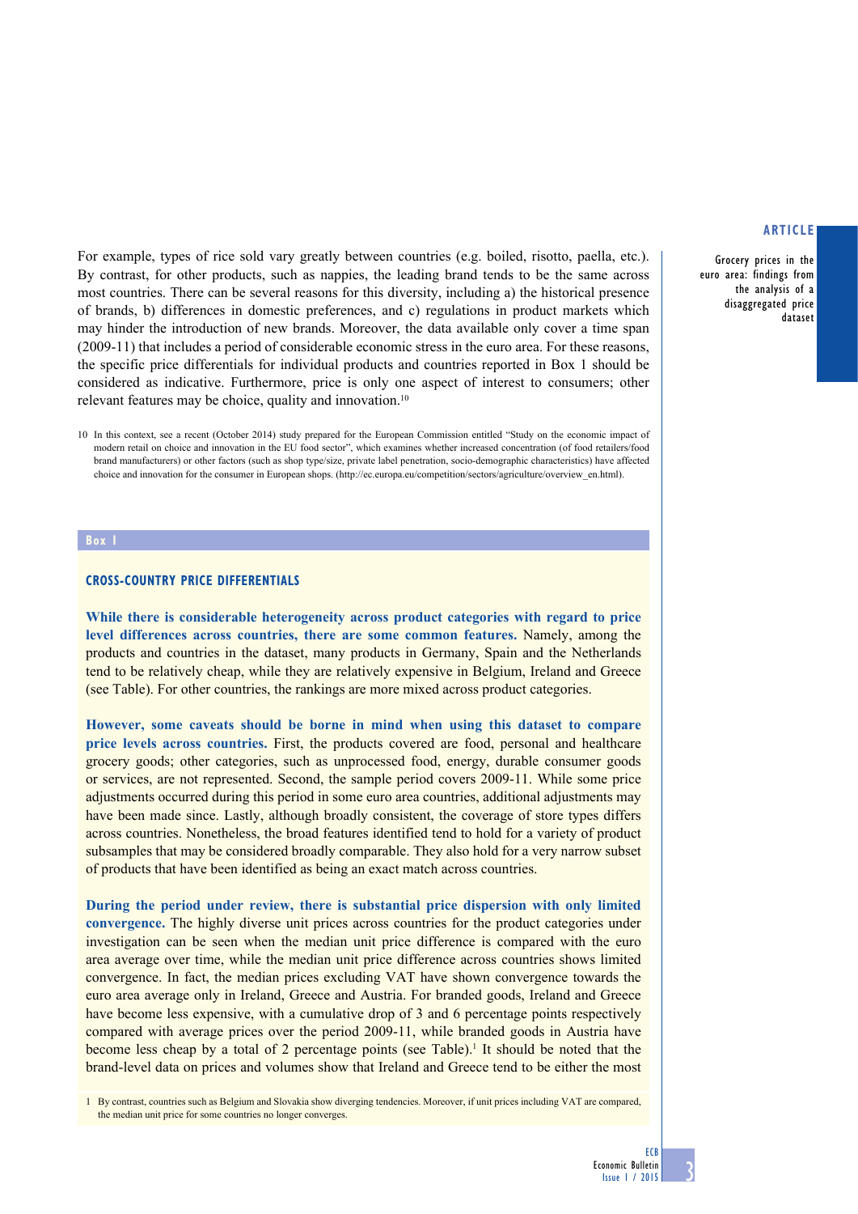For example, types of rice sold vary greatly between countries (e.g. boiled, risotto, paella, etc.). By contrast, for other products, such as nappies, the leading brand tends to be the same across most countries. There can be several reasons for this diversity, including a) the historical presence of brands, b) differences in domestic preferences, and c) regulations in product markets which may hinder the introduction of new brands. Moreover, the data available only cover a time span (2009-11) that includes a period of considerable economic stress in the euro area. For these reasons, the specific price differentials for individual products and countries reported in Box 1 should be considered as indicative. Furthermore, price is only one aspect of interest to consumers; other relevant features may be choice, quality and innovation.[10]

10 In this context, see a recent (October 2014) study prepared for the European Commission entitled "Study on the economic impact of modern retail on choice and innovation in the EU food sector", which examines whether increased concentration (of food retailers/food brand manufacturers) or other factors (such as shop type/size, private label penetration, socio-demographic characteristics) have affected choice and innovation for the consumer in European shops. (http://ec.europa.eu/competition/sectors/agriculture/overview_en.html).

## Box 1

### CROSS-COUNTRY PRICE DIFFERENTIALS

**While there is considerable heterogeneity across product categories with regard to price level differences across countries, there are some common features.** Namely, among the products and countries in the dataset, many products in Germany, Spain and the Netherlands tend to be relatively cheap, while they are relatively expensive in Belgium, Ireland and Greece (see Table). For other countries, the rankings are more mixed across product categories.

**However, some caveats should be borne in mind when using this dataset to compare price levels across countries.** First, the products covered are food, personal and healthcare grocery goods; other categories, such as unprocessed food, energy, durable consumer goods or services, are not represented. Second, the sample period covers 2009-11. While some price adjustments occurred during this period in some euro area countries, additional adjustments may have been made since. Lastly, although broadly consistent, the coverage of store types differs across countries. Nonetheless, the broad features identified tend to hold for a variety of product subsamples that may be considered broadly comparable. They also hold for a very narrow subset of products that have been identified as being an exact match across countries.

**During the period under review, there is substantial price dispersion with only limited convergence.** The highly diverse unit prices across countries for the product categories under investigation can be seen when the median unit price difference is compared with the euro area average over time, while the median unit price difference across countries shows limited convergence. In fact, the median prices excluding VAT have shown convergence towards the euro area average only in Ireland, Greece and Austria. For branded goods, Ireland and Greece have become less expensive, with a cumulative drop of 3 and 6 percentage points respectively compared with average prices over the period 2009-11, while branded goods in Austria have become less cheap by a total of 2 percentage points (see Table).[1] It should be noted that the brand-level data on prices and volumes show that Ireland and Greece tend to be either the most

1 By contrast, countries such as Belgium and Slovakia show diverging tendencies. Moreover, if unit prices including VAT are compared, the median unit price for some countries no longer converges.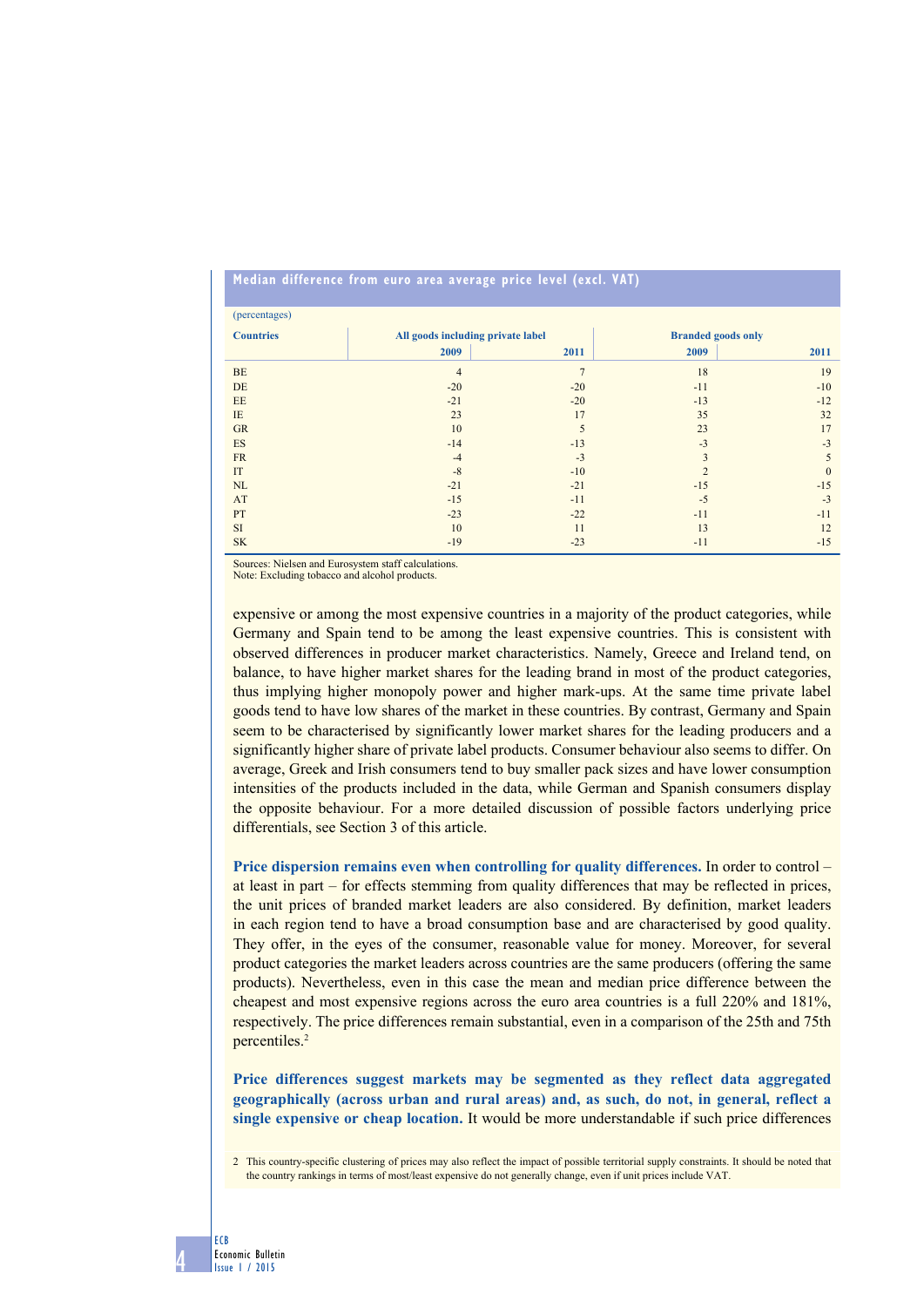**Median difference from euro area average price level (excl. VAT)**

(percentages)

| Countries | All goods including private label | | Branded goods only | |
|---|---|---|---|---|
| | 2009 | 2011 | 2009 | 2011 |
| BE | 4 | 7 | 18 | 19 |
| DE | -20 | -20 | -11 | -10 |
| EE | -21 | -20 | -13 | -12 |
| IE | 23 | 17 | 35 | 32 |
| GR | 10 | 5 | 23 | 17 |
| ES | -14 | -13 | -3 | -3 |
| FR | -4 | -3 | 3 | 5 |
| IT | -8 | -10 | 2 | 0 |
| NL | -21 | -21 | -15 | -15 |
| AT | -15 | -11 | -5 | -3 |
| PT | -23 | -22 | -11 | -11 |
| SI | 10 | 11 | 13 | 12 |
| SK | -19 | -23 | -11 | -15 |

Sources: Nielsen and Eurosystem staff calculations.
Note: Excluding tobacco and alcohol products.

expensive or among the most expensive countries in a majority of the product categories, while Germany and Spain tend to be among the least expensive countries. This is consistent with observed differences in producer market characteristics. Namely, Greece and Ireland tend, on balance, to have higher market shares for the leading brand in most of the product categories, thus implying higher monopoly power and higher mark-ups. At the same time private label goods tend to have low shares of the market in these countries. By contrast, Germany and Spain seem to be characterised by significantly lower market shares for the leading producers and a significantly higher share of private label products. Consumer behaviour also seems to differ. On average, Greek and Irish consumers tend to buy smaller pack sizes and have lower consumption intensities of the products included in the data, while German and Spanish consumers display the opposite behaviour. For a more detailed discussion of possible factors underlying price differentials, see Section 3 of this article.

**Price dispersion remains even when controlling for quality differences.** In order to control – at least in part – for effects stemming from quality differences that may be reflected in prices, the unit prices of branded market leaders are also considered. By definition, market leaders in each region tend to have a broad consumption base and are characterised by good quality. They offer, in the eyes of the consumer, reasonable value for money. Moreover, for several product categories the market leaders across countries are the same producers (offering the same products). Nevertheless, even in this case the mean and median price difference between the cheapest and most expensive regions across the euro area countries is a full 220% and 181%, respectively. The price differences remain substantial, even in a comparison of the 25th and 75th percentiles.[2]

**Price differences suggest markets may be segmented as they reflect data aggregated geographically (across urban and rural areas) and, as such, do not, in general, reflect a single expensive or cheap location.** It would be more understandable if such price differences

2 This country-specific clustering of prices may also reflect the impact of possible territorial supply constraints. It should be noted that the country rankings in terms of most/least expensive do not generally change, even if unit prices include VAT.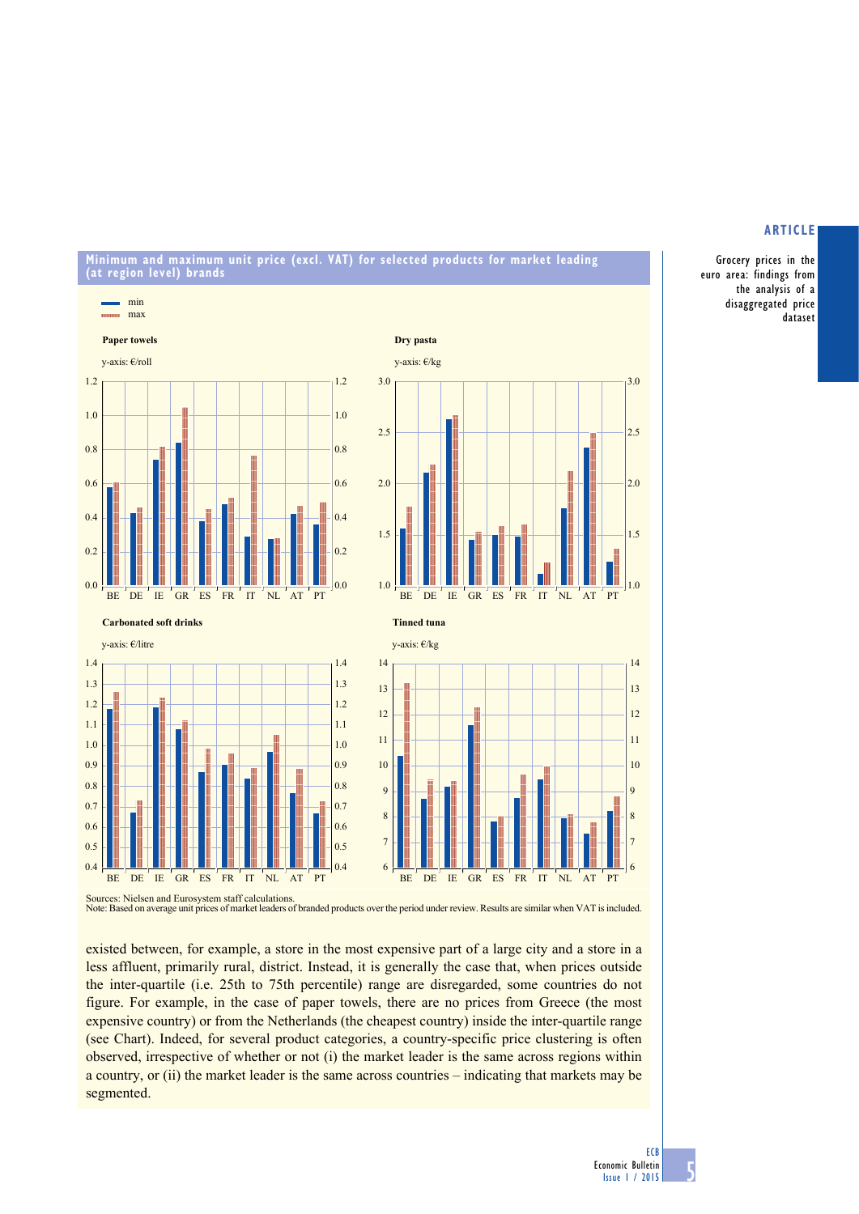**Minimum and maximum unit price (excl. VAT) for selected products for market leading (at region level) brands**

Sources: Nielsen and Eurosystem staff calculations.
Note: Based on average unit prices of market leaders of branded products over the period under review. Results are similar when VAT is included.

existed between, for example, a store in the most expensive part of a large city and a store in a less affluent, primarily rural, district. Instead, it is generally the case that, when prices outside the inter-quartile (i.e. 25th to 75th percentile) range are disregarded, some countries do not figure. For example, in the case of paper towels, there are no prices from Greece (the most expensive country) or from the Netherlands (the cheapest country) inside the inter-quartile range (see Chart). Indeed, for several product categories, a country-specific price clustering is often observed, irrespective of whether or not (i) the market leader is the same across regions within a country, or (ii) the market leader is the same across countries – indicating that markets may be segmented.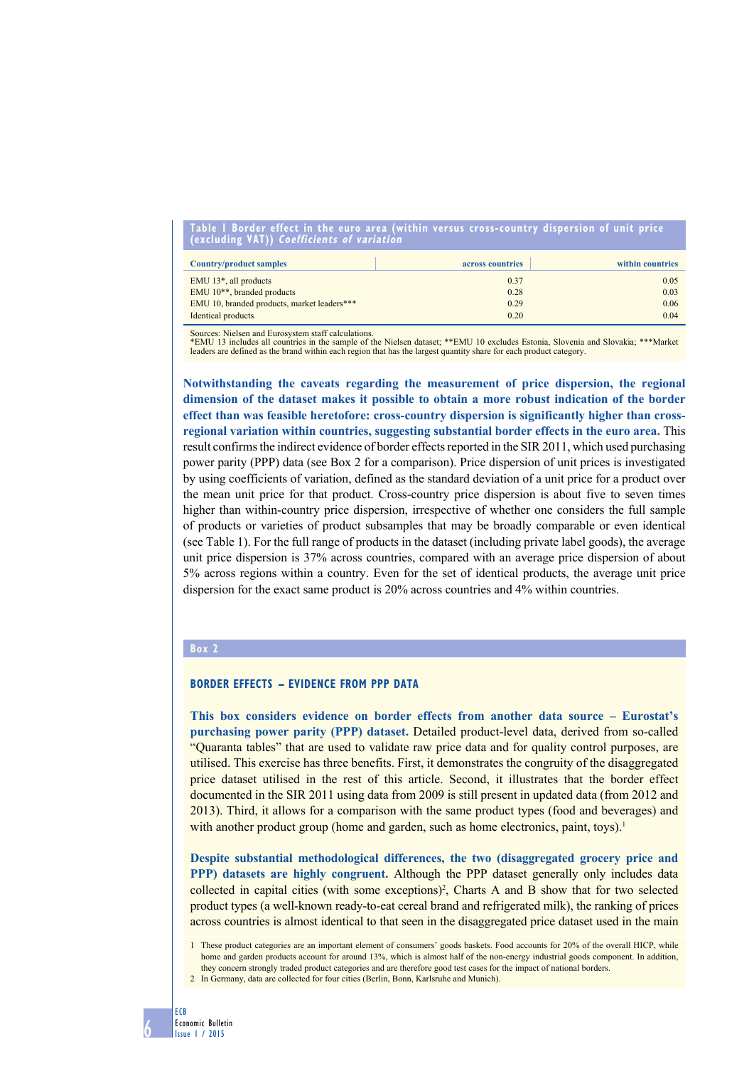**Table 1 Border effect in the euro area (within versus cross-country dispersion of unit price (excluding VAT))** *Coefficients of variation*

| Country/product samples | across countries | within countries |
|---|---|---|
| EMU 13*, all products | 0.37 | 0.05 |
| EMU 10**, branded products | 0.28 | 0.03 |
| EMU 10, branded products, market leaders*** | 0.29 | 0.06 |
| Identical products | 0.20 | 0.04 |

Sources: Nielsen and Eurosystem staff calculations.
*EMU 13 includes all countries in the sample of the Nielsen dataset; **EMU 10 excludes Estonia, Slovenia and Slovakia; ***Market leaders are defined as the brand within each region that has the largest quantity share for each product category.

**Notwithstanding the caveats regarding the measurement of price dispersion, the regional dimension of the dataset makes it possible to obtain a more robust indication of the border effect than was feasible heretofore: cross-country dispersion is significantly higher than cross-regional variation within countries, suggesting substantial border effects in the euro area.** This result confirms the indirect evidence of border effects reported in the SIR 2011, which used purchasing power parity (PPP) data (see Box 2 for a comparison). Price dispersion of unit prices is investigated by using coefficients of variation, defined as the standard deviation of a unit price for a product over the mean unit price for that product. Cross-country price dispersion is about five to seven times higher than within-country price dispersion, irrespective of whether one considers the full sample of products or varieties of product subsamples that may be broadly comparable or even identical (see Table 1). For the full range of products in the dataset (including private label goods), the average unit price dispersion is 37% across countries, compared with an average price dispersion of about 5% across regions within a country. Even for the set of identical products, the average unit price dispersion for the exact same product is 20% across countries and 4% within countries.

## Box 2

### BORDER EFFECTS – EVIDENCE FROM PPP DATA

**This box considers evidence on border effects from another data source – Eurostat's purchasing power parity (PPP) dataset.** Detailed product-level data, derived from so-called "Quaranta tables" that are used to validate raw price data and for quality control purposes, are utilised. This exercise has three benefits. First, it demonstrates the congruity of the disaggregated price dataset utilised in the rest of this article. Second, it illustrates that the border effect documented in the SIR 2011 using data from 2009 is still present in updated data (from 2012 and 2013). Third, it allows for a comparison with the same product types (food and beverages) and with another product group (home and garden, such as home electronics, paint, toys).[1]

**Despite substantial methodological differences, the two (disaggregated grocery price and PPP) datasets are highly congruent.** Although the PPP dataset generally only includes data collected in capital cities (with some exceptions)[2], Charts A and B show that for two selected product types (a well-known ready-to-eat cereal brand and refrigerated milk), the ranking of prices across countries is almost identical to that seen in the disaggregated price dataset used in the main

1 These product categories are an important element of consumers' goods baskets. Food accounts for 20% of the overall HICP, while home and garden products account for around 13%, which is almost half of the non-energy industrial goods component. In addition, they concern strongly traded product categories and are therefore good test cases for the impact of national borders.
2 In Germany, data are collected for four cities (Berlin, Bonn, Karlsruhe and Munich).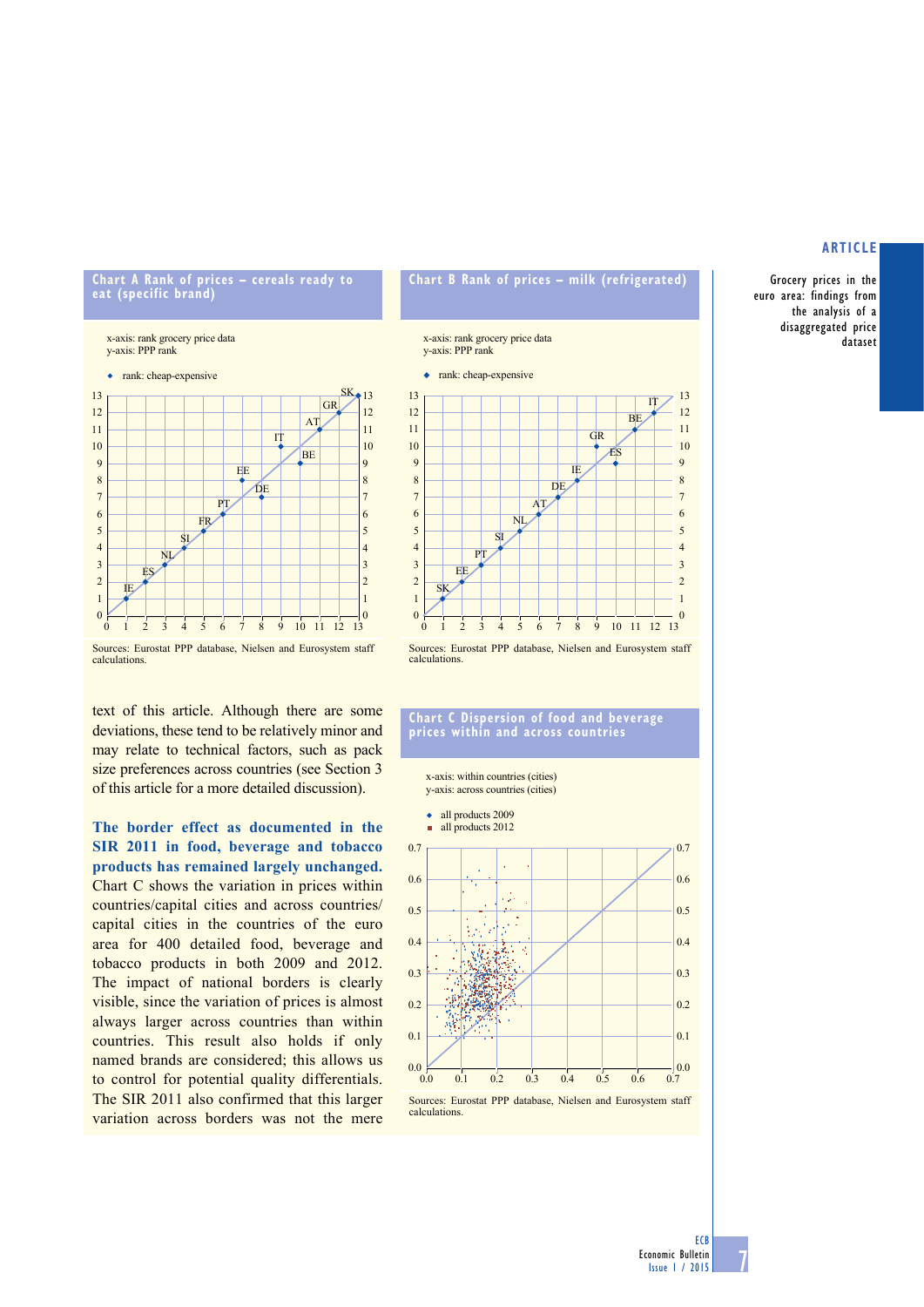**Chart A Rank of prices – cereals ready to eat (specific brand)**

x-axis: rank grocery price data
y-axis: PPP rank

◆ rank: cheap-expensive

Sources: Eurostat PPP database, Nielsen and Eurosystem staff calculations.

**Chart B Rank of prices – milk (refrigerated)**

x-axis: rank grocery price data
y-axis: PPP rank

◆ rank: cheap-expensive

Sources: Eurostat PPP database, Nielsen and Eurosystem staff calculations.

text of this article. Although there are some deviations, these tend to be relatively minor and may relate to technical factors, such as pack size preferences across countries (see Section 3 of this article for a more detailed discussion).

**The border effect as documented in the SIR 2011 in food, beverage and tobacco products has remained largely unchanged.** Chart C shows the variation in prices within countries/capital cities and across countries/capital cities in the countries of the euro area for 400 detailed food, beverage and tobacco products in both 2009 and 2012. The impact of national borders is clearly visible, since the variation of prices is almost always larger across countries than within countries. This result also holds if only named brands are considered; this allows us to control for potential quality differentials. The SIR 2011 also confirmed that this larger variation across borders was not the mere

**Chart C Dispersion of food and beverage prices within and across countries**

x-axis: within countries (cities)
y-axis: across countries (cities)

◆ all products 2009
■ all products 2012

Sources: Eurostat PPP database, Nielsen and Eurosystem staff calculations.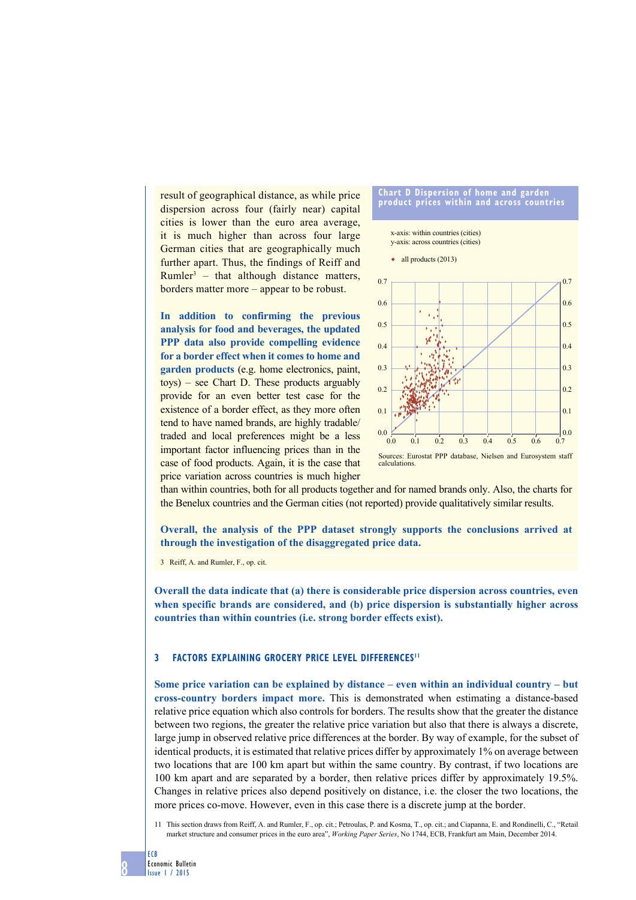result of geographical distance, as while price dispersion across four (fairly near) capital cities is lower than the euro area average, it is much higher than across four large German cities that are geographically much further apart. Thus, the findings of Reiff and Rumler[3] – that although distance matters, borders matter more – appear to be robust.

**In addition to confirming the previous analysis for food and beverages, the updated PPP data also provide compelling evidence for a border effect when it comes to home and garden products** (e.g. home electronics, paint, toys) – see Chart D. These products arguably provide for an even better test case for the existence of a border effect, as they more often tend to have named brands, are highly tradable/traded and local preferences might be a less important factor influencing prices than in the case of food products. Again, it is the case that price variation across countries is much higher than within countries, both for all products together and for named brands only. Also, the charts for the Benelux countries and the German cities (not reported) provide qualitatively similar results.

**Chart D Dispersion of home and garden product prices within and across countries**

x-axis: within countries (cities)
y-axis: across countries (cities)

◆ all products (2013)

Sources: Eurostat PPP database, Nielsen and Eurosystem staff calculations.

**Overall, the analysis of the PPP dataset strongly supports the conclusions arrived at through the investigation of the disaggregated price data.**

3 Reiff, A. and Rumler, F., op. cit.

**Overall the data indicate that (a) there is considerable price dispersion across countries, even when specific brands are considered, and (b) price dispersion is substantially higher across countries than within countries (i.e. strong border effects exist).**

## 3 FACTORS EXPLAINING GROCERY PRICE LEVEL DIFFERENCES[11]

**Some price variation can be explained by distance – even within an individual country – but cross-country borders impact more.** This is demonstrated when estimating a distance-based relative price equation which also controls for borders. The results show that the greater the distance between two regions, the greater the relative price variation but also that there is always a discrete, large jump in observed relative price differences at the border. By way of example, for the subset of identical products, it is estimated that relative prices differ by approximately 1% on average between two locations that are 100 km apart but within the same country. By contrast, if two locations are 100 km apart and are separated by a border, then relative prices differ by approximately 19.5%. Changes in relative prices also depend positively on distance, i.e. the closer the two locations, the more prices co-move. However, even in this case there is a discrete jump at the border.

11 This section draws from Reiff, A. and Rumler, F., op. cit.; Petroulas, P. and Kosma, T., op. cit.; and Ciapanna, E. and Rondinelli, C., "Retail market structure and consumer prices in the euro area", *Working Paper Series*, No 1744, ECB, Frankfurt am Main, December 2014.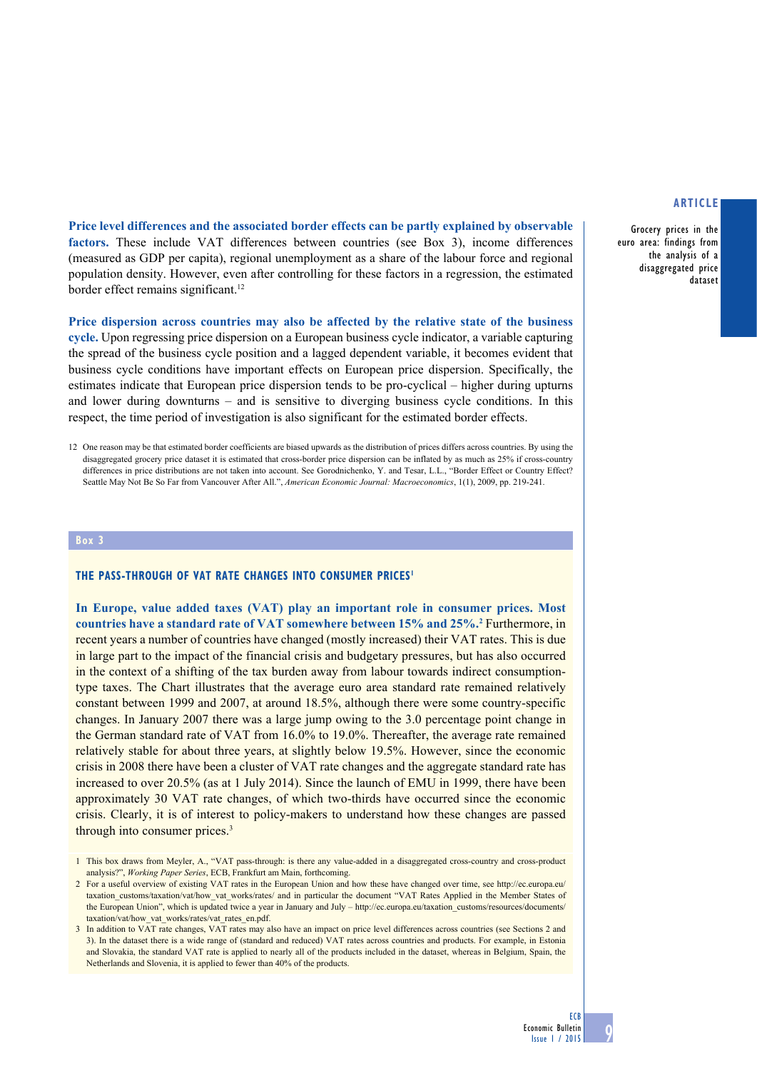**Price level differences and the associated border effects can be partly explained by observable factors.** These include VAT differences between countries (see Box 3), income differences (measured as GDP per capita), regional unemployment as a share of the labour force and regional population density. However, even after controlling for these factors in a regression, the estimated border effect remains significant.[12]

**Price dispersion across countries may also be affected by the relative state of the business cycle.** Upon regressing price dispersion on a European business cycle indicator, a variable capturing the spread of the business cycle position and a lagged dependent variable, it becomes evident that business cycle conditions have important effects on European price dispersion. Specifically, the estimates indicate that European price dispersion tends to be pro-cyclical – higher during upturns and lower during downturns – and is sensitive to diverging business cycle conditions. In this respect, the time period of investigation is also significant for the estimated border effects.

12 One reason may be that estimated border coefficients are biased upwards as the distribution of prices differs across countries. By using the disaggregated grocery price dataset it is estimated that cross-border price dispersion can be inflated by as much as 25% if cross-country differences in price distributions are not taken into account. See Gorodnichenko, Y. and Tesar, L.L., "Border Effect or Country Effect? Seattle May Not Be So Far from Vancouver After All.", *American Economic Journal: Macroeconomics*, 1(1), 2009, pp. 219-241.

## Box 3

### THE PASS-THROUGH OF VAT RATE CHANGES INTO CONSUMER PRICES[1]

**In Europe, value added taxes (VAT) play an important role in consumer prices. Most countries have a standard rate of VAT somewhere between 15% and 25%.**[2] Furthermore, in recent years a number of countries have changed (mostly increased) their VAT rates. This is due in large part to the impact of the financial crisis and budgetary pressures, but has also occurred in the context of a shifting of the tax burden away from labour towards indirect consumption-type taxes. The Chart illustrates that the average euro area standard rate remained relatively constant between 1999 and 2007, at around 18.5%, although there were some country-specific changes. In January 2007 there was a large jump owing to the 3.0 percentage point change in the German standard rate of VAT from 16.0% to 19.0%. Thereafter, the average rate remained relatively stable for about three years, at slightly below 19.5%. However, since the economic crisis in 2008 there have been a cluster of VAT rate changes and the aggregate standard rate has increased to over 20.5% (as at 1 July 2014). Since the launch of EMU in 1999, there have been approximately 30 VAT rate changes, of which two-thirds have occurred since the economic crisis. Clearly, it is of interest to policy-makers to understand how these changes are passed through into consumer prices.[3]

1 This box draws from Meyler, A., "VAT pass-through: is there any value-added in a disaggregated cross-country and cross-product analysis?", *Working Paper Series*, ECB, Frankfurt am Main, forthcoming.

2 For a useful overview of existing VAT rates in the European Union and how these have changed over time, see http://ec.europa.eu/taxation_customs/taxation/vat/how_vat_works/rates/ and in particular the document "VAT Rates Applied in the Member States of the European Union", which is updated twice a year in January and July – http://ec.europa.eu/taxation_customs/resources/documents/taxation/vat/how_vat_works/rates/vat_rates_en.pdf.

3 In addition to VAT rate changes, VAT rates may also have an impact on price level differences across countries (see Sections 2 and 3). In the dataset there is a wide range of (standard and reduced) VAT rates across countries and products. For example, in Estonia and Slovakia, the standard VAT rate is applied to nearly all of the products included in the dataset, whereas in Belgium, Spain, the Netherlands and Slovenia, it is applied to fewer than 40% of the products.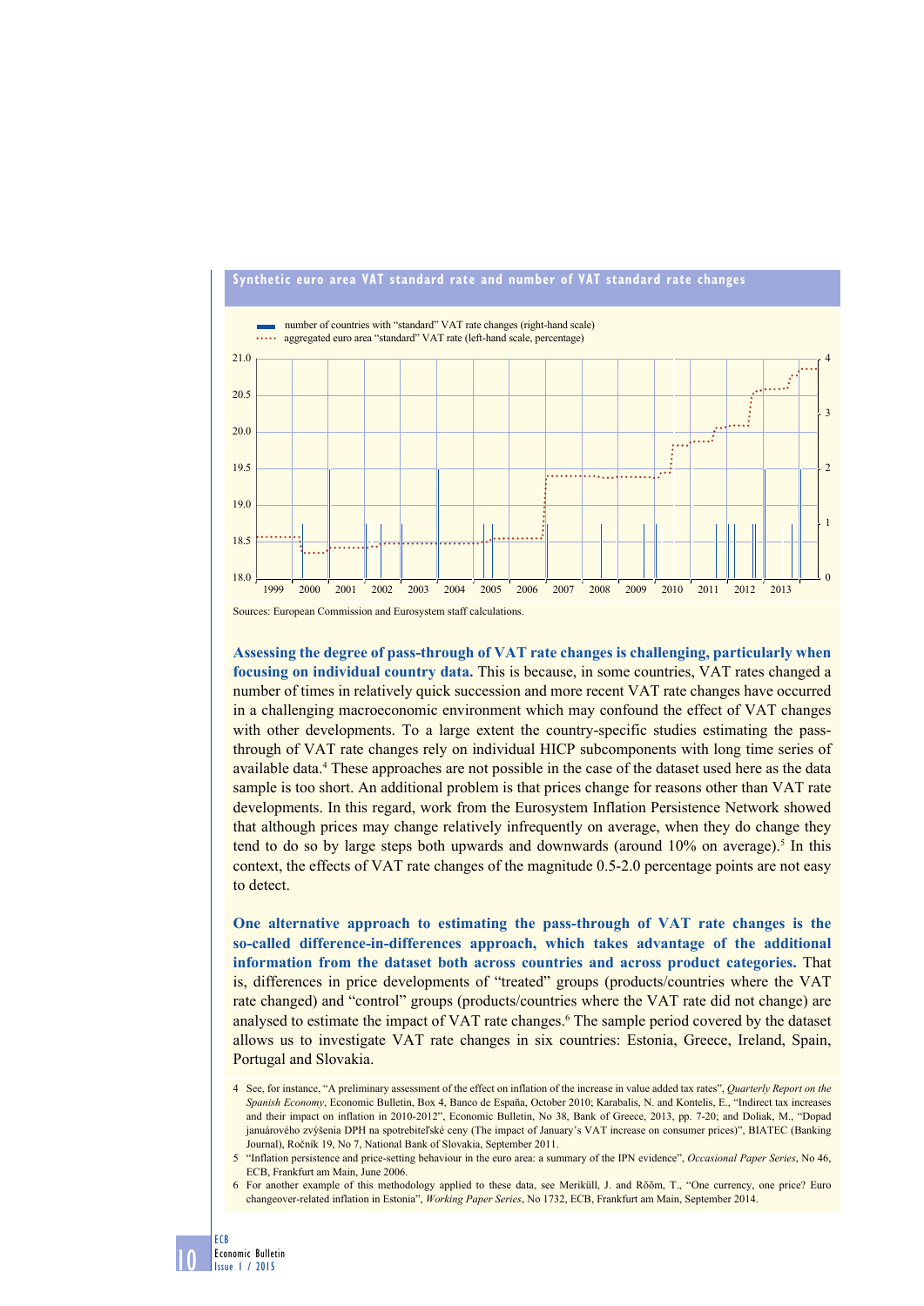**Synthetic euro area VAT standard rate and number of VAT standard rate changes**

number of countries with "standard" VAT rate changes (right-hand scale)
aggregated euro area "standard" VAT rate (left-hand scale, percentage)

Sources: European Commission and Eurosystem staff calculations.

**Assessing the degree of pass-through of VAT rate changes is challenging, particularly when focusing on individual country data.** This is because, in some countries, VAT rates changed a number of times in relatively quick succession and more recent VAT rate changes have occurred in a challenging macroeconomic environment which may confound the effect of VAT changes with other developments. To a large extent the country-specific studies estimating the pass-through of VAT rate changes rely on individual HICP subcomponents with long time series of available data.[4] These approaches are not possible in the case of the dataset used here as the data sample is too short. An additional problem is that prices change for reasons other than VAT rate developments. In this regard, work from the Eurosystem Inflation Persistence Network showed that although prices may change relatively infrequently on average, when they do change they tend to do so by large steps both upwards and downwards (around 10% on average).[5] In this context, the effects of VAT rate changes of the magnitude 0.5-2.0 percentage points are not easy to detect.

**One alternative approach to estimating the pass-through of VAT rate changes is the so-called difference-in-differences approach, which takes advantage of the additional information from the dataset both across countries and across product categories.** That is, differences in price developments of "treated" groups (products/countries where the VAT rate changed) and "control" groups (products/countries where the VAT rate did not change) are analysed to estimate the impact of VAT rate changes.[6] The sample period covered by the dataset allows us to investigate VAT rate changes in six countries: Estonia, Greece, Ireland, Spain, Portugal and Slovakia.

4 See, for instance, "A preliminary assessment of the effect on inflation of the increase in value added tax rates", *Quarterly Report on the Spanish Economy*, Economic Bulletin, Box 4, Banco de España, October 2010; Karabalis, N. and Kontelis, E., "Indirect tax increases and their impact on inflation in 2010-2012", Economic Bulletin, No 38, Bank of Greece, 2013, pp. 7-20; and Doliak, M., "Dopad januárového zvýšenia DPH na spotrebiteľské ceny (The impact of January's VAT increase on consumer prices)", BIATEC (Banking Journal), Ročník 19, No 7, National Bank of Slovakia, September 2011.

5 "Inflation persistence and price-setting behaviour in the euro area: a summary of the IPN evidence", *Occasional Paper Series*, No 46, ECB, Frankfurt am Main, June 2006.

6 For another example of this methodology applied to these data, see Meriküll, J. and Rõõm, T., "One currency, one price? Euro changeover-related inflation in Estonia", *Working Paper Series*, No 1732, ECB, Frankfurt am Main, September 2014.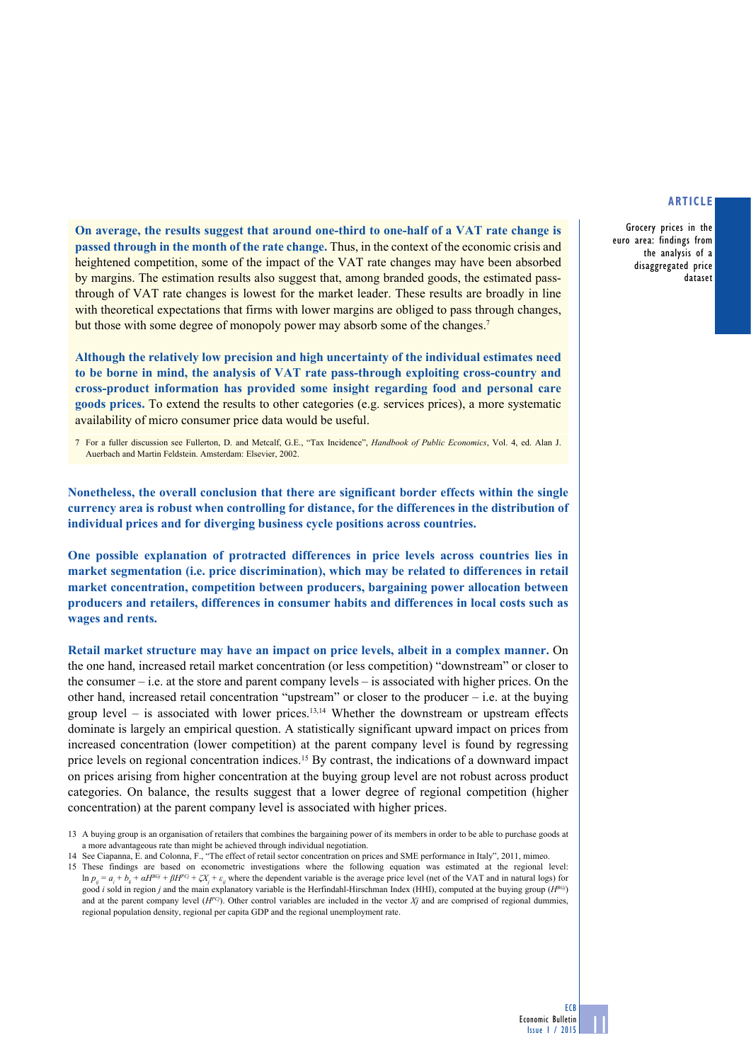**On average, the results suggest that around one-third to one-half of a VAT rate change is passed through in the month of the rate change.** Thus, in the context of the economic crisis and heightened competition, some of the impact of the VAT rate changes may have been absorbed by margins. The estimation results also suggest that, among branded goods, the estimated pass-through of VAT rate changes is lowest for the market leader. These results are broadly in line with theoretical expectations that firms with lower margins are obliged to pass through changes, but those with some degree of monopoly power may absorb some of the changes.[7]

**Although the relatively low precision and high uncertainty of the individual estimates need to be borne in mind, the analysis of VAT rate pass-through exploiting cross-country and cross-product information has provided some insight regarding food and personal care goods prices.** To extend the results to other categories (e.g. services prices), a more systematic availability of micro consumer price data would be useful.

7 For a fuller discussion see Fullerton, D. and Metcalf, G.E., "Tax Incidence", *Handbook of Public Economics*, Vol. 4, ed. Alan J. Auerbach and Martin Feldstein. Amsterdam: Elsevier, 2002.

**Nonetheless, the overall conclusion that there are significant border effects within the single currency area is robust when controlling for distance, for the differences in the distribution of individual prices and for diverging business cycle positions across countries.**

**One possible explanation of protracted differences in price levels across countries lies in market segmentation (i.e. price discrimination), which may be related to differences in retail market concentration, competition between producers, bargaining power allocation between producers and retailers, differences in consumer habits and differences in local costs such as wages and rents.**

**Retail market structure may have an impact on price levels, albeit in a complex manner.** On the one hand, increased retail market concentration (or less competition) "downstream" or closer to the consumer – i.e. at the store and parent company levels – is associated with higher prices. On the other hand, increased retail concentration "upstream" or closer to the producer – i.e. at the buying group level – is associated with lower prices.[13,14] Whether the downstream or upstream effects dominate is largely an empirical question. A statistically significant upward impact on prices from increased concentration (lower competition) at the parent company level is found by regressing price levels on regional concentration indices.[15] By contrast, the indications of a downward impact on prices arising from higher concentration at the buying group level are not robust across product categories. On balance, the results suggest that a lower degree of regional competition (higher concentration) at the parent company level is associated with higher prices.

13 A buying group is an organisation of retailers that combines the bargaining power of its members in order to be able to purchase goods at a more advantageous rate than might be achieved through individual negotiation.

14 See Ciapanna, E. and Colonna, F., "The effect of retail sector concentration on prices and SME performance in Italy", 2011, mimeo.

15 These findings are based on econometric investigations where the following equation was estimated at the regional level: $\ln p_{ij} = a_i + b_k + \alpha H^{BGj} + \beta H^{PCj} + \zeta X_j + \varepsilon_{ij}$ where the dependent variable is the average price level (net of the VAT and in natural logs) for good $i$ sold in region $j$ and the main explanatory variable is the Herfindahl-Hirschman Index (HHI), computed at the buying group ($H^{BGj}$) and at the parent company level ($H^{PCj}$). Other control variables are included in the vector $Xj$ and are comprised of regional dummies, regional population density, regional per capita GDP and the regional unemployment rate.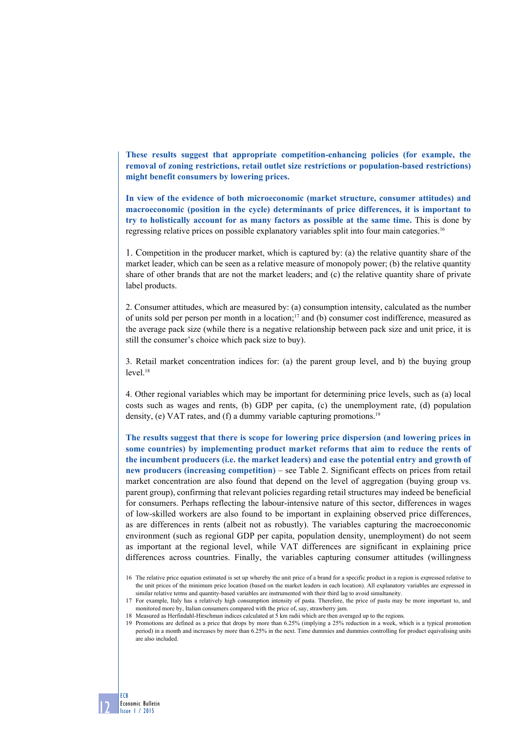**These results suggest that appropriate competition-enhancing policies (for example, the removal of zoning restrictions, retail outlet size restrictions or population-based restrictions) might benefit consumers by lowering prices.**

**In view of the evidence of both microeconomic (market structure, consumer attitudes) and macroeconomic (position in the cycle) determinants of price differences, it is important to try to holistically account for as many factors as possible at the same time.** This is done by regressing relative prices on possible explanatory variables split into four main categories.[16]

1. Competition in the producer market, which is captured by: (a) the relative quantity share of the market leader, which can be seen as a relative measure of monopoly power; (b) the relative quantity share of other brands that are not the market leaders; and (c) the relative quantity share of private label products.

2. Consumer attitudes, which are measured by: (a) consumption intensity, calculated as the number of units sold per person per month in a location;[17] and (b) consumer cost indifference, measured as the average pack size (while there is a negative relationship between pack size and unit price, it is still the consumer's choice which pack size to buy).

3. Retail market concentration indices for: (a) the parent group level, and b) the buying group level.[18]

4. Other regional variables which may be important for determining price levels, such as (a) local costs such as wages and rents, (b) GDP per capita, (c) the unemployment rate, (d) population density, (e) VAT rates, and (f) a dummy variable capturing promotions.[19]

**The results suggest that there is scope for lowering price dispersion (and lowering prices in some countries) by implementing product market reforms that aim to reduce the rents of the incumbent producers (i.e. the market leaders) and ease the potential entry and growth of new producers (increasing competition)** – see Table 2. Significant effects on prices from retail market concentration are also found that depend on the level of aggregation (buying group vs. parent group), confirming that relevant policies regarding retail structures may indeed be beneficial for consumers. Perhaps reflecting the labour-intensive nature of this sector, differences in wages of low-skilled workers are also found to be important in explaining observed price differences, as are differences in rents (albeit not as robustly). The variables capturing the macroeconomic environment (such as regional GDP per capita, population density, unemployment) do not seem as important at the regional level, while VAT differences are significant in explaining price differences across countries. Finally, the variables capturing consumer attitudes (willingness

16 The relative price equation estimated is set up whereby the unit price of a brand for a specific product in a region is expressed relative to the unit prices of the minimum price location (based on the market leaders in each location). All explanatory variables are expressed in similar relative terms and quantity-based variables are instrumented with their third lag to avoid simultaneity.

17 For example, Italy has a relatively high consumption intensity of pasta. Therefore, the price of pasta may be more important to, and monitored more by, Italian consumers compared with the price of, say, strawberry jam.

18 Measured as Herfindahl-Hirschman indices calculated at 5 km radii which are then averaged up to the regions.

19 Promotions are defined as a price that drops by more than 6.25% (implying a 25% reduction in a week, which is a typical promotion period) in a month and increases by more than 6.25% in the next. Time dummies and dummies controlling for product equivalising units are also included.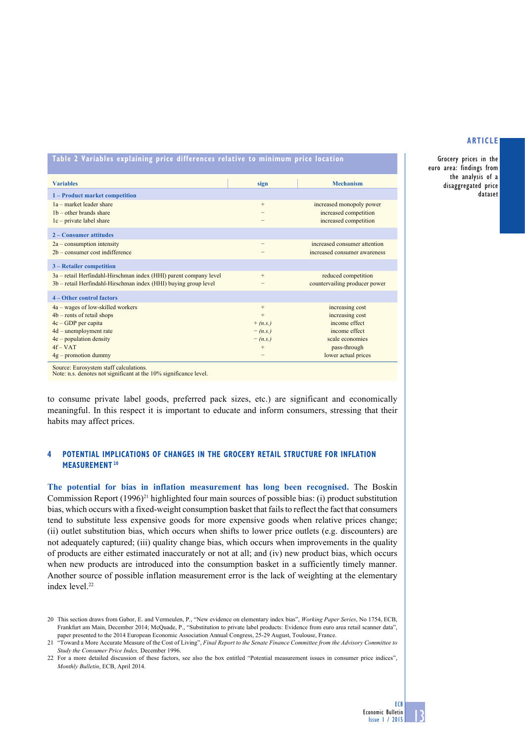**Table 2 Variables explaining price differences relative to minimum price location**

| Variables | sign | Mechanism |
|---|---|---|
| **1 – Product market competition** | | |
| 1a – market leader share | + | increased monopoly power |
| 1b – other brands share | − | increased competition |
| 1c – private label share | − | increased competition |
| **2 – Consumer attitudes** | | |
| 2a – consumption intensity | − | increased consumer attention |
| 2b – consumer cost indifference | − | increased consumer awareness |
| **3 – Retailer competition** | | |
| 3a – retail Herfindahl-Hirschman index (HHI) parent company level | + | reduced competition |
| 3b – retail Herfindahl-Hirschman index (HHI) buying group level | − | countervailing producer power |
| **4 – Other control factors** | | |
| 4a – wages of low-skilled workers | + | increasing cost |
| 4b – rents of retail shops | + | increasing cost |
| 4c – GDP per capita | + *(n.s.)* | income effect |
| 4d – unemployment rate | − *(n.s.)* | income effect |
| 4e – population density | − *(n.s.)* | scale economies |
| 4f – VAT | + | pass-through |
| 4g – promotion dummy | − | lower actual prices |

Source: Eurosystem staff calculations.
Note: n.s. denotes not significant at the 10% significance level.

to consume private label goods, preferred pack sizes, etc.) are significant and economically meaningful. In this respect it is important to educate and inform consumers, stressing that their habits may affect prices.

## 4 POTENTIAL IMPLICATIONS OF CHANGES IN THE GROCERY RETAIL STRUCTURE FOR INFLATION MEASUREMENT[20]

**The potential for bias in inflation measurement has long been recognised.** The Boskin Commission Report (1996)[21] highlighted four main sources of possible bias: (i) product substitution bias, which occurs with a fixed-weight consumption basket that fails to reflect the fact that consumers tend to substitute less expensive goods for more expensive goods when relative prices change; (ii) outlet substitution bias, which occurs when shifts to lower price outlets (e.g. discounters) are not adequately captured; (iii) quality change bias, which occurs when improvements in the quality of products are either estimated inaccurately or not at all; and (iv) new product bias, which occurs when new products are introduced into the consumption basket in a sufficiently timely manner. Another source of possible inflation measurement error is the lack of weighting at the elementary index level.[22]

20 This section draws from Gabor, E. and Vermeulen, P., "New evidence on elementary index bias", *Working Paper Series*, No 1754, ECB, Frankfurt am Main, December 2014; McQuade, P., "Substitution to private label products: Evidence from euro area retail scanner data", paper presented to the 2014 European Economic Association Annual Congress, 25-29 August, Toulouse, France.

21 "Toward a More Accurate Measure of the Cost of Living", *Final Report to the Senate Finance Committee from the Advisory Committee to Study the Consumer Price Index,* December 1996.

22 For a more detailed discussion of these factors, see also the box entitled "Potential measurement issues in consumer price indices", *Monthly Bulletin*, ECB, April 2014.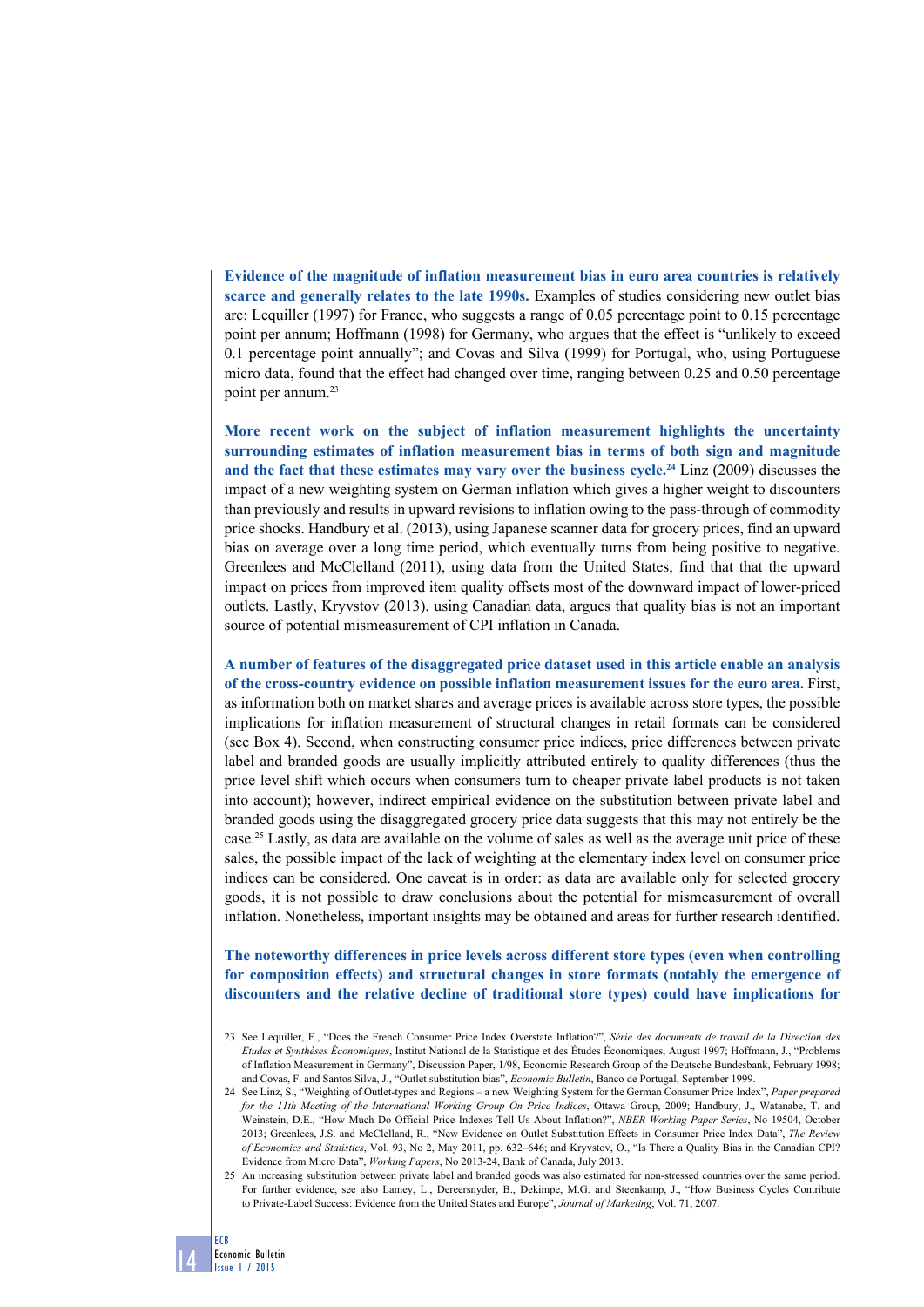**Evidence of the magnitude of inflation measurement bias in euro area countries is relatively scarce and generally relates to the late 1990s.** Examples of studies considering new outlet bias are: Lequiller (1997) for France, who suggests a range of 0.05 percentage point to 0.15 percentage point per annum; Hoffmann (1998) for Germany, who argues that the effect is "unlikely to exceed 0.1 percentage point annually"; and Covas and Silva (1999) for Portugal, who, using Portuguese micro data, found that the effect had changed over time, ranging between 0.25 and 0.50 percentage point per annum.[23]

**More recent work on the subject of inflation measurement highlights the uncertainty surrounding estimates of inflation measurement bias in terms of both sign and magnitude and the fact that these estimates may vary over the business cycle.[24]** Linz (2009) discusses the impact of a new weighting system on German inflation which gives a higher weight to discounters than previously and results in upward revisions to inflation owing to the pass-through of commodity price shocks. Handbury et al. (2013), using Japanese scanner data for grocery prices, find an upward bias on average over a long time period, which eventually turns from being positive to negative. Greenlees and McClelland (2011), using data from the United States, find that that the upward impact on prices from improved item quality offsets most of the downward impact of lower-priced outlets. Lastly, Kryvstov (2013), using Canadian data, argues that quality bias is not an important source of potential mismeasurement of CPI inflation in Canada.

**A number of features of the disaggregated price dataset used in this article enable an analysis of the cross-country evidence on possible inflation measurement issues for the euro area.** First, as information both on market shares and average prices is available across store types, the possible implications for inflation measurement of structural changes in retail formats can be considered (see Box 4). Second, when constructing consumer price indices, price differences between private label and branded goods are usually implicitly attributed entirely to quality differences (thus the price level shift which occurs when consumers turn to cheaper private label products is not taken into account); however, indirect empirical evidence on the substitution between private label and branded goods using the disaggregated grocery price data suggests that this may not entirely be the case.[25] Lastly, as data are available on the volume of sales as well as the average unit price of these sales, the possible impact of the lack of weighting at the elementary index level on consumer price indices can be considered. One caveat is in order: as data are available only for selected grocery goods, it is not possible to draw conclusions about the potential for mismeasurement of overall inflation. Nonetheless, important insights may be obtained and areas for further research identified.

**The noteworthy differences in price levels across different store types (even when controlling for composition effects) and structural changes in store formats (notably the emergence of discounters and the relative decline of traditional store types) could have implications for**

23 See Lequiller, F., "Does the French Consumer Price Index Overstate Inflation?", *Série des documents de travail de la Direction des Etudes et Synthèses Économiques*, Institut National de la Statistique et des Études Économiques, August 1997; Hoffmann, J., "Problems of Inflation Measurement in Germany", Discussion Paper, 1/98, Economic Research Group of the Deutsche Bundesbank, February 1998; and Covas, F. and Santos Silva, J., "Outlet substitution bias", *Economic Bulletin*, Banco de Portugal, September 1999.

24 See Linz, S., "Weighting of Outlet-types and Regions – a new Weighting System for the German Consumer Price Index", *Paper prepared for the 11th Meeting of the International Working Group On Price Indices*, Ottawa Group, 2009; Handbury, J., Watanabe, T. and Weinstein, D.E., "How Much Do Official Price Indexes Tell Us About Inflation?", *NBER Working Paper Series*, No 19504, October 2013; Greenlees, J.S. and McClelland, R., "New Evidence on Outlet Substitution Effects in Consumer Price Index Data", *The Review of Economics and Statistics*, Vol. 93, No 2, May 2011, pp. 632–646; and Kryvstov, O., "Is There a Quality Bias in the Canadian CPI? Evidence from Micro Data", *Working Papers*, No 2013-24, Bank of Canada, July 2013.

25 An increasing substitution between private label and branded goods was also estimated for non-stressed countries over the same period. For further evidence, see also Lamey, L., Dereersnyder, B., Dekimpe, M.G. and Steenkamp, J., "How Business Cycles Contribute to Private-Label Success: Evidence from the United States and Europe", *Journal of Marketing*, Vol. 71, 2007.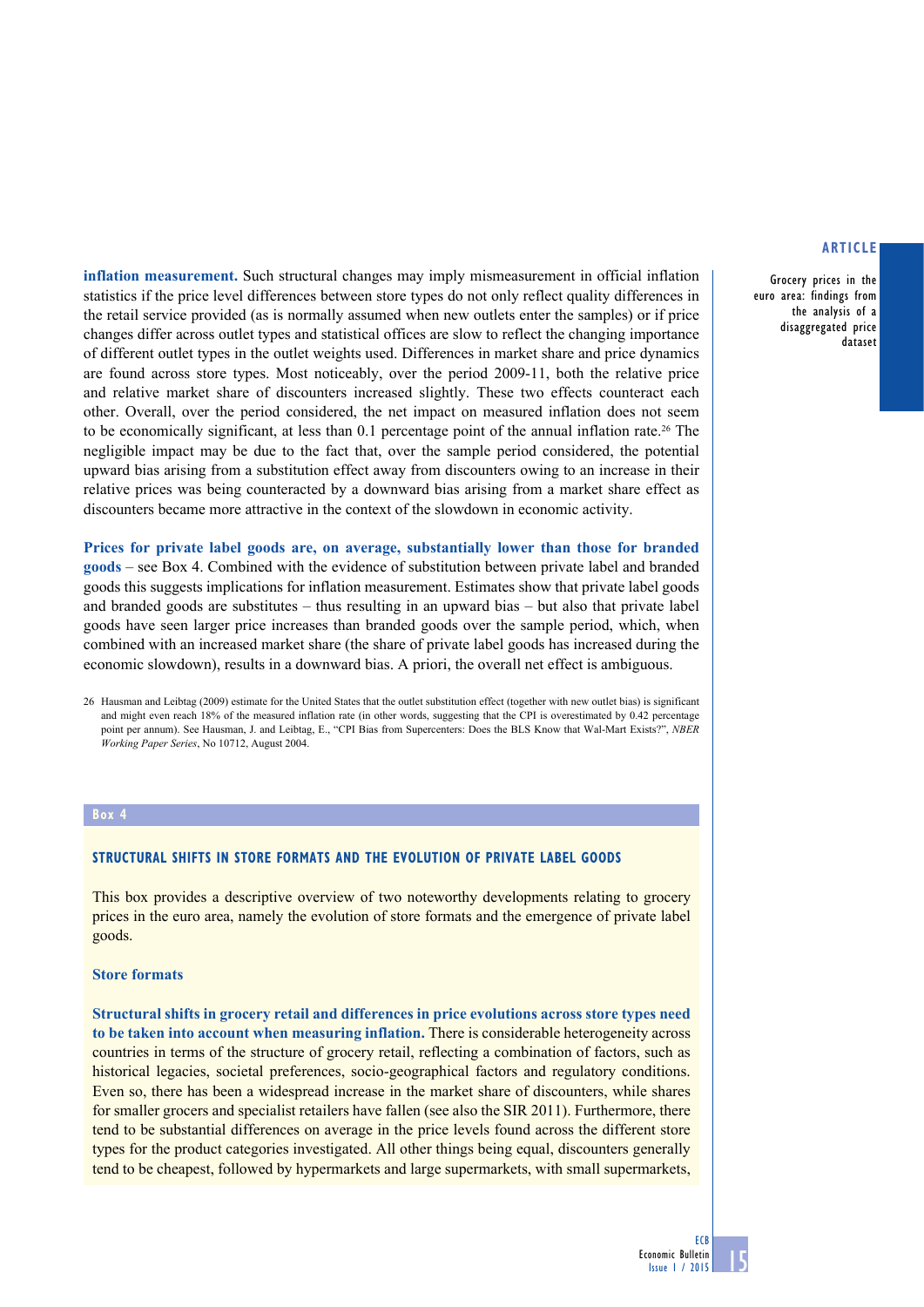**inflation measurement.** Such structural changes may imply mismeasurement in official inflation statistics if the price level differences between store types do not only reflect quality differences in the retail service provided (as is normally assumed when new outlets enter the samples) or if price changes differ across outlet types and statistical offices are slow to reflect the changing importance of different outlet types in the outlet weights used. Differences in market share and price dynamics are found across store types. Most noticeably, over the period 2009-11, both the relative price and relative market share of discounters increased slightly. These two effects counteract each other. Overall, over the period considered, the net impact on measured inflation does not seem to be economically significant, at less than 0.1 percentage point of the annual inflation rate.[26] The negligible impact may be due to the fact that, over the sample period considered, the potential upward bias arising from a substitution effect away from discounters owing to an increase in their relative prices was being counteracted by a downward bias arising from a market share effect as discounters became more attractive in the context of the slowdown in economic activity.

**Prices for private label goods are, on average, substantially lower than those for branded goods** – see Box 4. Combined with the evidence of substitution between private label and branded goods this suggests implications for inflation measurement. Estimates show that private label goods and branded goods are substitutes – thus resulting in an upward bias – but also that private label goods have seen larger price increases than branded goods over the sample period, which, when combined with an increased market share (the share of private label goods has increased during the economic slowdown), results in a downward bias. A priori, the overall net effect is ambiguous.

26 Hausman and Leibtag (2009) estimate for the United States that the outlet substitution effect (together with new outlet bias) is significant and might even reach 18% of the measured inflation rate (in other words, suggesting that the CPI is overestimated by 0.42 percentage point per annum). See Hausman, J. and Leibtag, E., "CPI Bias from Supercenters: Does the BLS Know that Wal-Mart Exists?", *NBER Working Paper Series*, No 10712, August 2004.

**Box 4**

## STRUCTURAL SHIFTS IN STORE FORMATS AND THE EVOLUTION OF PRIVATE LABEL GOODS

This box provides a descriptive overview of two noteworthy developments relating to grocery prices in the euro area, namely the evolution of store formats and the emergence of private label goods.

### Store formats

**Structural shifts in grocery retail and differences in price evolutions across store types need to be taken into account when measuring inflation.** There is considerable heterogeneity across countries in terms of the structure of grocery retail, reflecting a combination of factors, such as historical legacies, societal preferences, socio-geographical factors and regulatory conditions. Even so, there has been a widespread increase in the market share of discounters, while shares for smaller grocers and specialist retailers have fallen (see also the SIR 2011). Furthermore, there tend to be substantial differences on average in the price levels found across the different store types for the product categories investigated. All other things being equal, discounters generally tend to be cheapest, followed by hypermarkets and large supermarkets, with small supermarkets,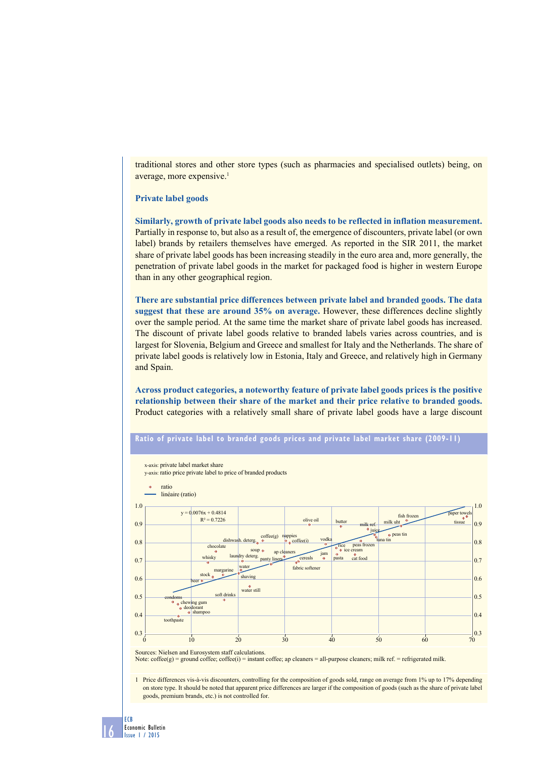traditional stores and other store types (such as pharmacies and specialised outlets) being, on average, more expensive.[1]

### Private label goods

**Similarly, growth of private label goods also needs to be reflected in inflation measurement.** Partially in response to, but also as a result of, the emergence of discounters, private label (or own label) brands by retailers themselves have emerged. As reported in the SIR 2011, the market share of private label goods has been increasing steadily in the euro area and, more generally, the penetration of private label goods in the market for packaged food is higher in western Europe than in any other geographical region.

**There are substantial price differences between private label and branded goods. The data suggest that these are around 35% on average.** However, these differences decline slightly over the sample period. At the same time the market share of private label goods has increased. The discount of private label goods relative to branded labels varies across countries, and is largest for Slovenia, Belgium and Greece and smallest for Italy and the Netherlands. The share of private label goods is relatively low in Estonia, Italy and Greece, and relatively high in Germany and Spain.

**Across product categories, a noteworthy feature of private label goods prices is the positive relationship between their share of the market and their price relative to branded goods.** Product categories with a relatively small share of private label goods have a large discount

**Ratio of private label to branded goods prices and private label market share (2009-11)**

x-axis: private label market share
y-axis: ratio price private label to price of branded products

- ratio
- linéaire (ratio)

$y = 0.0076x + 0.4814$
$R^2 = 0.7226$

Sources: Nielsen and Eurosystem staff calculations.
Note: coffee(g) = ground coffee; coffee(i) = instant coffee; ap cleaners = all-purpose cleaners; milk ref. = refrigerated milk.

1 Price differences vis-à-vis discounters, controlling for the composition of goods sold, range on average from 1% up to 17% depending on store type. It should be noted that apparent price differences are larger if the composition of goods (such as the share of private label goods, premium brands, etc.) is not controlled for.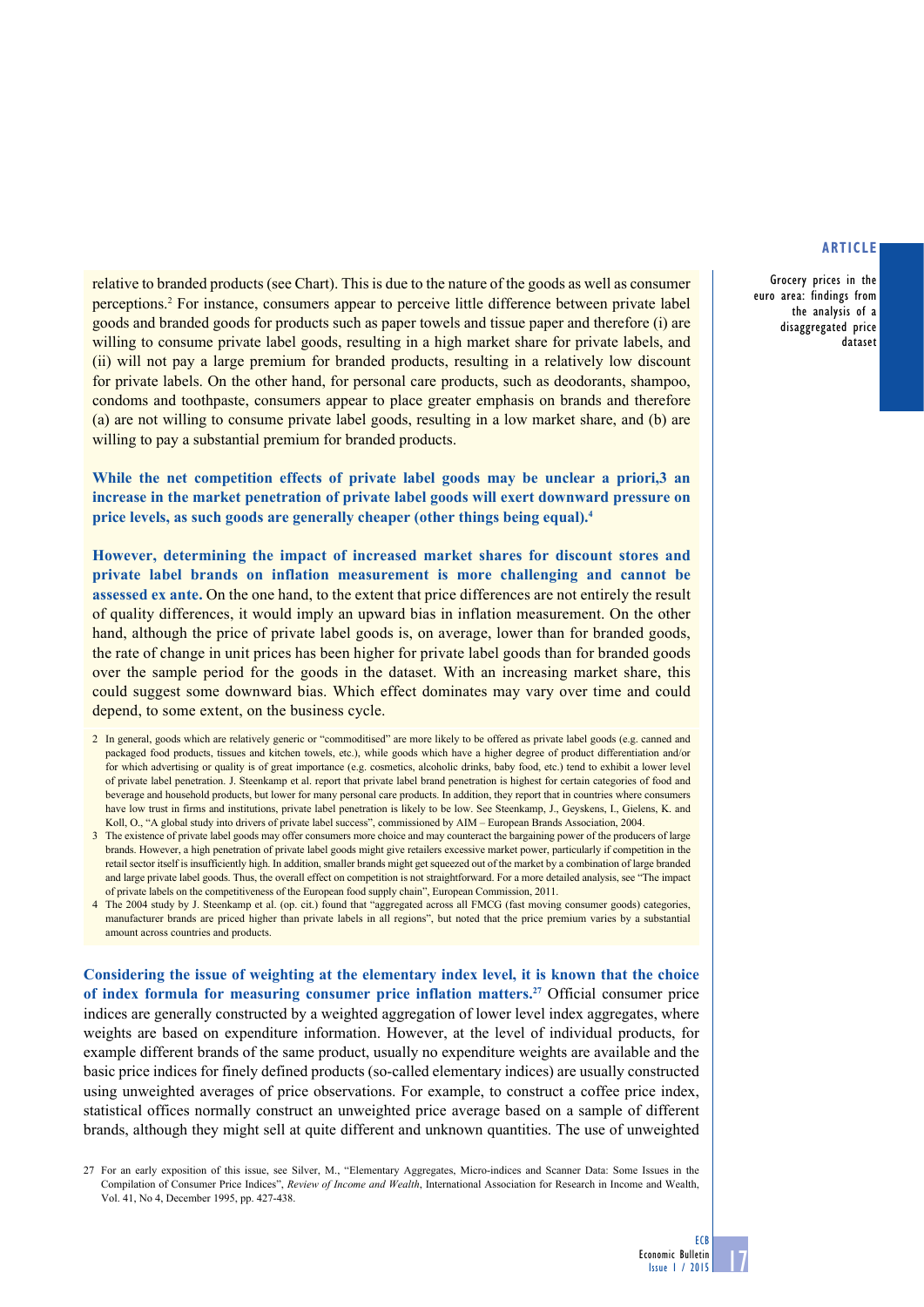relative to branded products (see Chart). This is due to the nature of the goods as well as consumer perceptions.[2] For instance, consumers appear to perceive little difference between private label goods and branded goods for products such as paper towels and tissue paper and therefore (i) are willing to consume private label goods, resulting in a high market share for private labels, and (ii) will not pay a large premium for branded products, resulting in a relatively low discount for private labels. On the other hand, for personal care products, such as deodorants, shampoo, condoms and toothpaste, consumers appear to place greater emphasis on brands and therefore (a) are not willing to consume private label goods, resulting in a low market share, and (b) are willing to pay a substantial premium for branded products.

**While the net competition effects of private label goods may be unclear a priori,3 an increase in the market penetration of private label goods will exert downward pressure on price levels, as such goods are generally cheaper (other things being equal).[4]**

**However, determining the impact of increased market shares for discount stores and private label brands on inflation measurement is more challenging and cannot be assessed ex ante.** On the one hand, to the extent that price differences are not entirely the result of quality differences, it would imply an upward bias in inflation measurement. On the other hand, although the price of private label goods is, on average, lower than for branded goods, the rate of change in unit prices has been higher for private label goods than for branded goods over the sample period for the goods in the dataset. With an increasing market share, this could suggest some downward bias. Which effect dominates may vary over time and could depend, to some extent, on the business cycle.

2 In general, goods which are relatively generic or "commoditised" are more likely to be offered as private label goods (e.g. canned and packaged food products, tissues and kitchen towels, etc.), while goods which have a higher degree of product differentiation and/or for which advertising or quality is of great importance (e.g. cosmetics, alcoholic drinks, baby food, etc.) tend to exhibit a lower level of private label penetration. J. Steenkamp et al. report that private label brand penetration is highest for certain categories of food and beverage and household products, but lower for many personal care products. In addition, they report that in countries where consumers have low trust in firms and institutions, private label penetration is likely to be low. See Steenkamp, J., Geyskens, I., Gielens, K. and Koll, O., "A global study into drivers of private label success", commissioned by AIM – European Brands Association, 2004.

3 The existence of private label goods may offer consumers more choice and may counteract the bargaining power of the producers of large brands. However, a high penetration of private label goods might give retailers excessive market power, particularly if competition in the retail sector itself is insufficiently high. In addition, smaller brands might get squeezed out of the market by a combination of large branded and large private label goods. Thus, the overall effect on competition is not straightforward. For a more detailed analysis, see "The impact of private labels on the competitiveness of the European food supply chain", European Commission, 2011.

4 The 2004 study by J. Steenkamp et al. (op. cit.) found that "aggregated across all FMCG (fast moving consumer goods) categories, manufacturer brands are priced higher than private labels in all regions", but noted that the price premium varies by a substantial amount across countries and products.

**Considering the issue of weighting at the elementary index level, it is known that the choice of index formula for measuring consumer price inflation matters.[27]** Official consumer price indices are generally constructed by a weighted aggregation of lower level index aggregates, where weights are based on expenditure information. However, at the level of individual products, for example different brands of the same product, usually no expenditure weights are available and the basic price indices for finely defined products (so-called elementary indices) are usually constructed using unweighted averages of price observations. For example, to construct a coffee price index, statistical offices normally construct an unweighted price average based on a sample of different brands, although they might sell at quite different and unknown quantities. The use of unweighted

27 For an early exposition of this issue, see Silver, M., "Elementary Aggregates, Micro-indices and Scanner Data: Some Issues in the Compilation of Consumer Price Indices", *Review of Income and Wealth*, International Association for Research in Income and Wealth, Vol. 41, No 4, December 1995, pp. 427-438.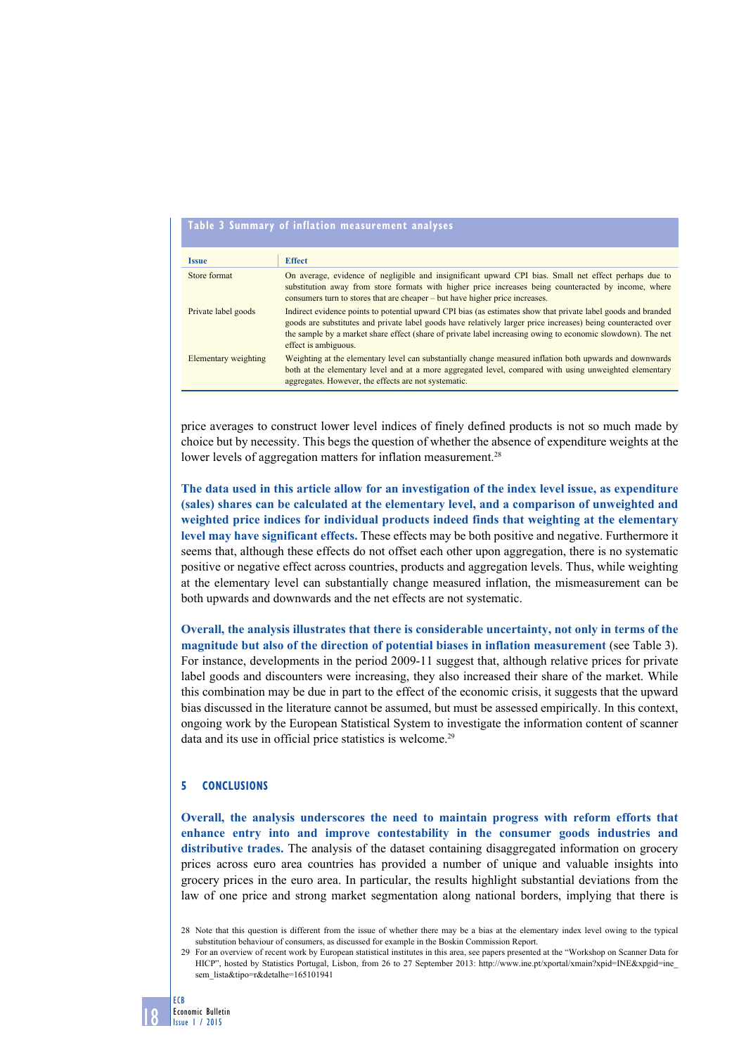**Table 3 Summary of inflation measurement analyses**

| Issue | Effect |
|---|---|
| Store format | On average, evidence of negligible and insignificant upward CPI bias. Small net effect perhaps due to substitution away from store formats with higher price increases being counteracted by income, where consumers turn to stores that are cheaper – but have higher price increases. |
| Private label goods | Indirect evidence points to potential upward CPI bias (as estimates show that private label goods and branded goods are substitutes and private label goods have relatively larger price increases) being counteracted over the sample by a market share effect (share of private label increasing owing to economic slowdown). The net effect is ambiguous. |
| Elementary weighting | Weighting at the elementary level can substantially change measured inflation both upwards and downwards both at the elementary level and at a more aggregated level, compared with using unweighted elementary aggregates. However, the effects are not systematic. |

price averages to construct lower level indices of finely defined products is not so much made by choice but by necessity. This begs the question of whether the absence of expenditure weights at the lower levels of aggregation matters for inflation measurement.[28]

**The data used in this article allow for an investigation of the index level issue, as expenditure (sales) shares can be calculated at the elementary level, and a comparison of unweighted and weighted price indices for individual products indeed finds that weighting at the elementary level may have significant effects.** These effects may be both positive and negative. Furthermore it seems that, although these effects do not offset each other upon aggregation, there is no systematic positive or negative effect across countries, products and aggregation levels. Thus, while weighting at the elementary level can substantially change measured inflation, the mismeasurement can be both upwards and downwards and the net effects are not systematic.

**Overall, the analysis illustrates that there is considerable uncertainty, not only in terms of the magnitude but also of the direction of potential biases in inflation measurement** (see Table 3). For instance, developments in the period 2009-11 suggest that, although relative prices for private label goods and discounters were increasing, they also increased their share of the market. While this combination may be due in part to the effect of the economic crisis, it suggests that the upward bias discussed in the literature cannot be assumed, but must be assessed empirically. In this context, ongoing work by the European Statistical System to investigate the information content of scanner data and its use in official price statistics is welcome.[29]

## 5 CONCLUSIONS

**Overall, the analysis underscores the need to maintain progress with reform efforts that enhance entry into and improve contestability in the consumer goods industries and distributive trades.** The analysis of the dataset containing disaggregated information on grocery prices across euro area countries has provided a number of unique and valuable insights into grocery prices in the euro area. In particular, the results highlight substantial deviations from the law of one price and strong market segmentation along national borders, implying that there is

28 Note that this question is different from the issue of whether there may be a bias at the elementary index level owing to the typical substitution behaviour of consumers, as discussed for example in the Boskin Commission Report.

29 For an overview of recent work by European statistical institutes in this area, see papers presented at the "Workshop on Scanner Data for HICP", hosted by Statistics Portugal, Lisbon, from 26 to 27 September 2013: http://www.ine.pt/xportal/xmain?xpid=INE&xpgid=ine_sem_lista&tipo=r&detalhe=165101941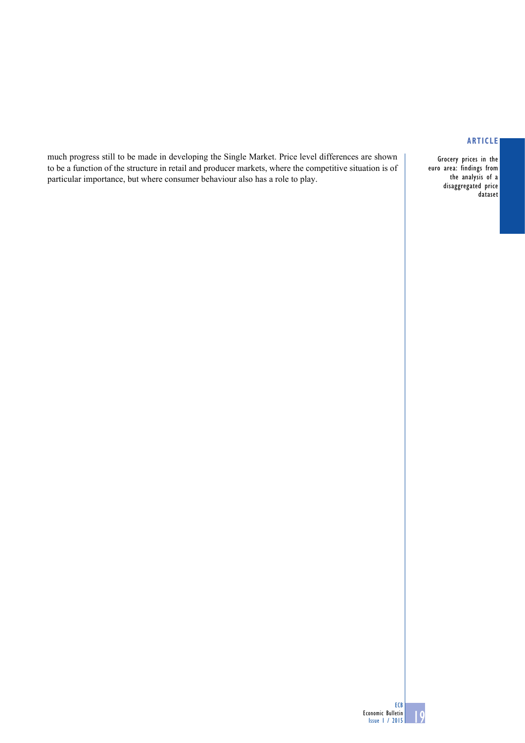much progress still to be made in developing the Single Market. Price level differences are shown to be a function of the structure in retail and producer markets, where the competitive situation is of particular importance, but where consumer behaviour also has a role to play.